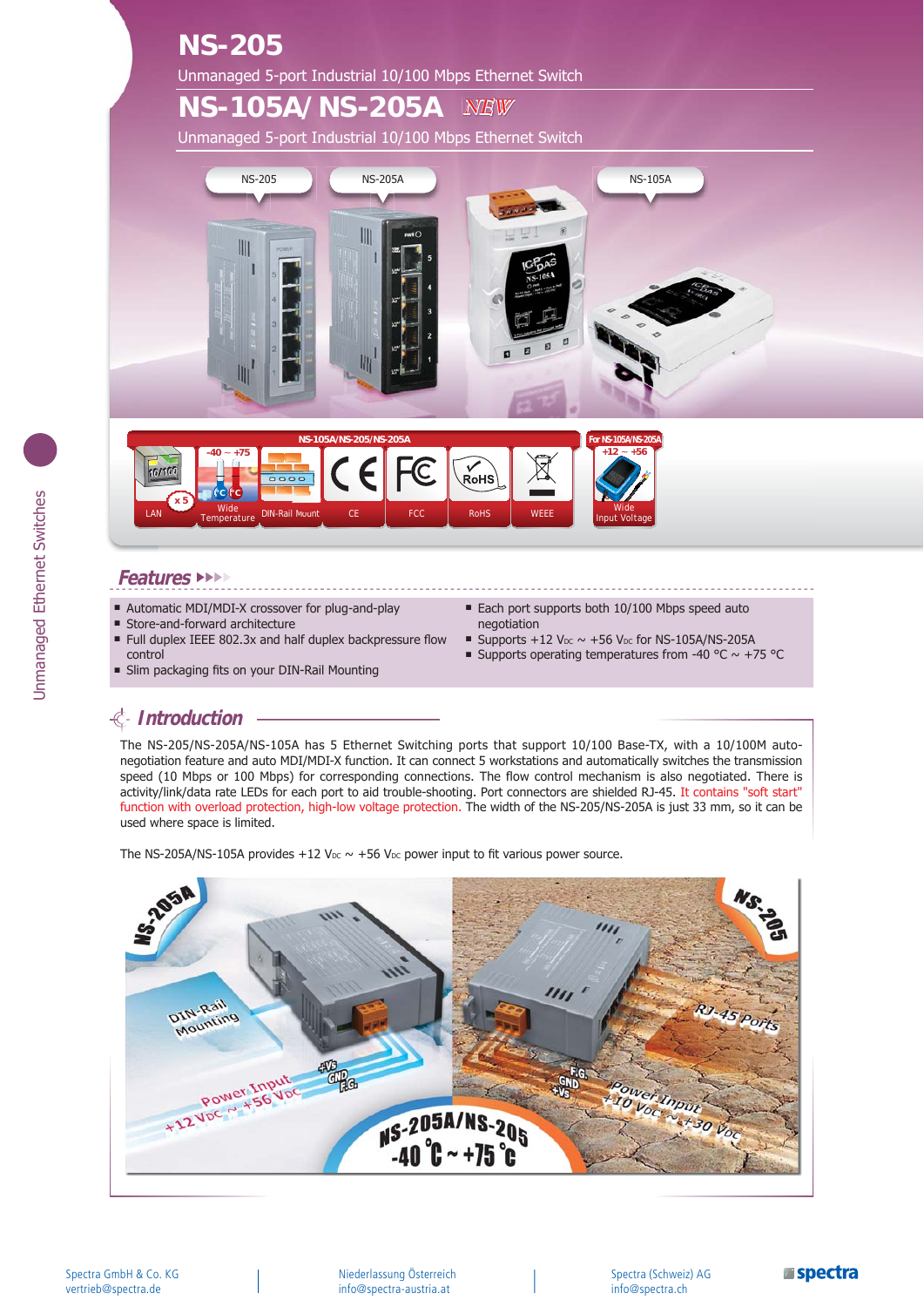# NS-205

Unmanaged 5-port Industrial 10/100 Mbps Ethernet Switch

# NS-105A/ NS-205A

Unmanaged 5-port Industrial 10/100 Mbps Ethernet Switch

## Features

- Automatic MDI/MDI-X crossover for plug-and-play
- Store-and-forward architecture
- Full duplex IEEE 802.3x and half duplex backpressure flow control
- Slim packaging fits on your DIN-Rail Mounting
- Each port supports both 10/100 Mbps speed auto negotiation
- Supports +12 $V_{DC}$ ~ +56 $V_{DC}$ for NS-105A/NS-205A
- Supports operating temperatures from -40 °C ~ +75 °C

## Introduction

The NS-205/NS-205A/NS-105A has 5 Ethernet Switching ports that support 10/100 Base-TX, with a 10/100M auto-negotiation feature and auto MDI/MDI-X function. It can connect 5 workstations and automatically switches the transmission speed (10 Mbps or 100 Mbps) for corresponding connections. The flow control mechanism is also negotiated. There is activity/link/data rate LEDs for each port to aid trouble-shooting. Port connectors are shielded RJ-45. It contains "soft start" function with overload protection, high-low voltage protection. The width of the NS-205/NS-205A is just 33 mm, so it can be used where space is limited.

The NS-205A/NS-105A provides +12 $V_{DC}$ ~ +56 $V_{DC}$ power input to fit various power source.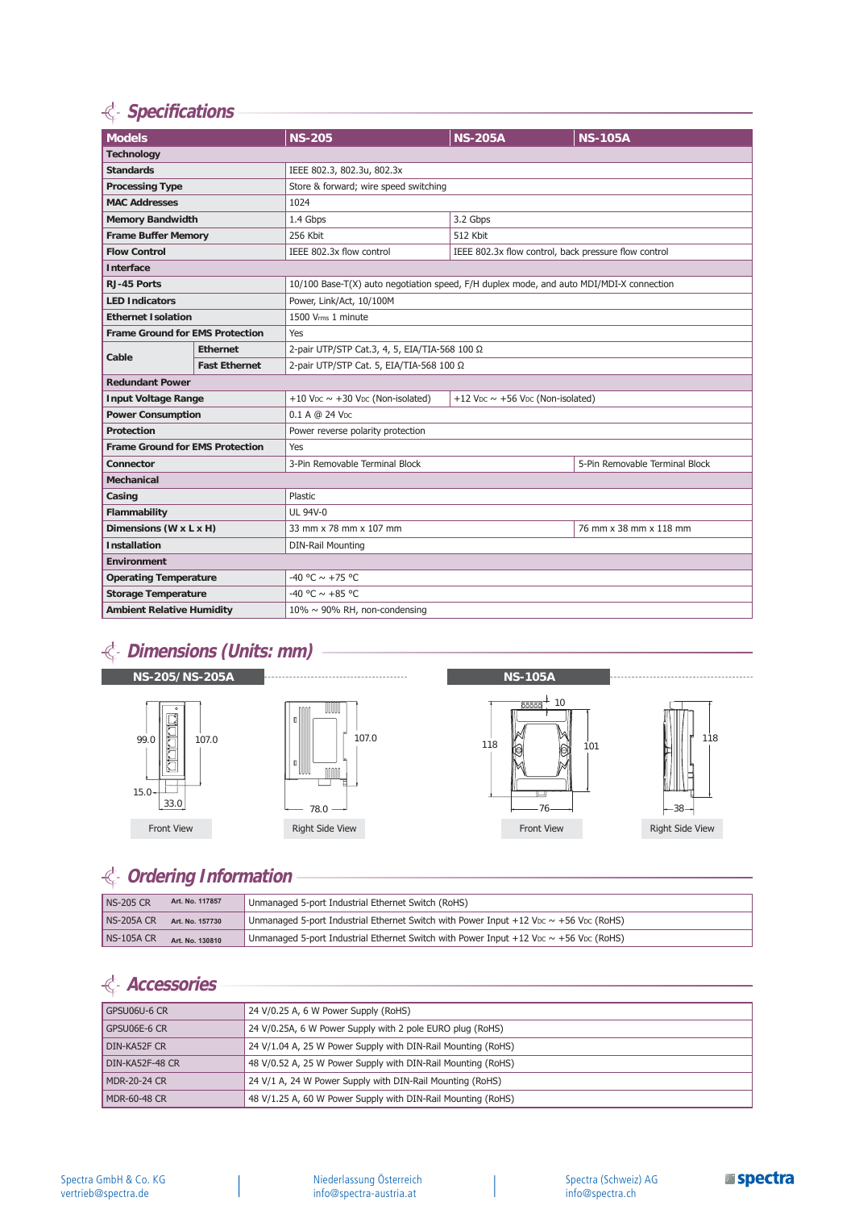## Specifications

| Models | | NS-205 | NS-205A | NS-105A |
|---|---|---|---|---|
| **Technology** | | | | |
| **Standards** | | IEEE 802.3, 802.3u, 802.3x | | |
| **Processing Type** | | Store & forward; wire speed switching | | |
| **MAC Addresses** | | 1024 | | |
| **Memory Bandwidth** | | 1.4 Gbps | 3.2 Gbps | |
| **Frame Buffer Memory** | | 256 Kbit | 512 Kbit | |
| **Flow Control** | | IEEE 802.3x flow control | IEEE 802.3x flow control, back pressure flow control | |
| **Interface** | | | | |
| **RJ-45 Ports** | | 10/100 Base-T(X) auto negotiation speed, F/H duplex mode, and auto MDI/MDI-X connection | | |
| **LED Indicators** | | Power, Link/Act, 10/100M | | |
| **Ethernet Isolation** | | 1500 $V_{rms}$ 1 minute | | |
| **Frame Ground for EMS Protection** | | Yes | | |
| **Cable** | **Ethernet** | 2-pair UTP/STP Cat.3, 4, 5, EIA/TIA-568 100 Ω | | |
| | **Fast Ethernet** | 2-pair UTP/STP Cat. 5, EIA/TIA-568 100 Ω | | |
| **Redundant Power** | | | | |
| **Input Voltage Range** | | +10 $V_{DC}$ ~ +30 $V_{DC}$ (Non-isolated) | +12 $V_{DC}$ ~ +56 $V_{DC}$ (Non-isolated) | |
| **Power Consumption** | | 0.1 A @ 24 $V_{DC}$ | | |
| **Protection** | | Power reverse polarity protection | | |
| **Frame Ground for EMS Protection** | | Yes | | |
| **Connector** | | 3-Pin Removable Terminal Block | | 5-Pin Removable Terminal Block |
| **Mechanical** | | | | |
| **Casing** | | Plastic | | |
| **Flammability** | | UL 94V-0 | | |
| **Dimensions (W x L x H)** | | 33 mm x 78 mm x 107 mm | | 76 mm x 38 mm x 118 mm |
| **Installation** | | DIN-Rail Mounting | | |
| **Environment** | | | | |
| **Operating Temperature** | | -40 °C ~ +75 °C | | |
| **Storage Temperature** | | -40 °C ~ +85 °C | | |
| **Ambient Relative Humidity** | | 10% ~ 90% RH, non-condensing | | |

## Dimensions (Units: mm)

**NS-205/NS-205A**

99.0
107.0
15.0
33.0
Front View

107.0
78.0
Right Side View

**NS-105A**

10
118
101
76
Front View

118
38
Right Side View

## Ordering Information

| | | |
|---|---|---|
| NS-205 CR | Art. No. 117857 | Unmanaged 5-port Industrial Ethernet Switch (RoHS) |
| NS-205A CR | Art. No. 157730 | Unmanaged 5-port Industrial Ethernet Switch with Power Input +12 $V_{DC}$ ~ +56 $V_{DC}$ (RoHS) |
| NS-105A CR | Art. No. 130810 | Unmanaged 5-port Industrial Ethernet Switch with Power Input +12 $V_{DC}$ ~ +56 $V_{DC}$ (RoHS) |

## Accessories

| | |
|---|---|
| GPSU06U-6 CR | 24 V/0.25 A, 6 W Power Supply (RoHS) |
| GPSU06E-6 CR | 24 V/0.25A, 6 W Power Supply with 2 pole EURO plug (RoHS) |
| DIN-KA52F CR | 24 V/1.04 A, 25 W Power Supply with DIN-Rail Mounting (RoHS) |
| DIN-KA52F-48 CR | 48 V/0.52 A, 25 W Power Supply with DIN-Rail Mounting (RoHS) |
| MDR-20-24 CR | 24 V/1 A, 24 W Power Supply with DIN-Rail Mounting (RoHS) |
| MDR-60-48 CR | 48 V/1.25 A, 60 W Power Supply with DIN-Rail Mounting (RoHS) |

Spectra GmbH & Co. KG
vertrieb@spectra.de

Niederlassung Österreich
info@spectra-austria.at

Spectra (Schweiz) AG
info@spectra.ch

spectra